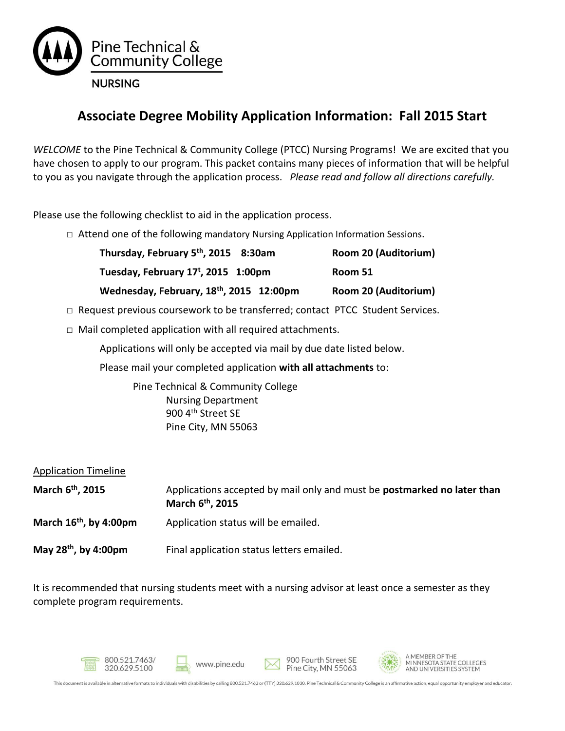Pine Technical & Community College

NURSING

# Associate Degree Mobility Application Information: Fall 2015 Start

*WELCOME* to the Pine Technical & Community College (PTCC) Nursing Programs! We are excited that you have chosen to apply to our program. This packet contains many pieces of information that will be helpful to you as you navigate through the application process. *Please read and follow all directions carefully.*

Please use the following checklist to aid in the application process.

- □ Attend one of the following mandatory Nursing Application Information Sessions.

  **Thursday, February 5th, 2015 8:30am** — **Room 20 (Auditorium)**

  **Tuesday, February 17t, 2015 1:00pm** — **Room 51**

  **Wednesday, February, 18th, 2015 12:00pm** — **Room 20 (Auditorium)**

- □ Request previous coursework to be transferred; contact PTCC Student Services.
- □ Mail completed application with all required attachments.

  Applications will only be accepted via mail by due date listed below.

  Please mail your completed application **with all attachments** to:

  Pine Technical & Community College
  Nursing Department
  900 4th Street SE
  Pine City, MN 55063

<u>Application Timeline</u>

**March 6th, 2015** — Applications accepted by mail only and must be **postmarked no later than March 6th, 2015**

**March 16th, by 4:00pm** — Application status will be emailed.

**May 28th, by 4:00pm** — Final application status letters emailed.

It is recommended that nursing students meet with a nursing advisor at least once a semester as they complete program requirements.

800.521.7463/ 320.629.5100 | www.pine.edu | 900 Fourth Street SE Pine City, MN 55063 | A MEMBER OF THE MINNESOTA STATE COLLEGES AND UNIVERSITIES SYSTEM

This document is available in alternative formats to individuals with disabilities by calling 800.521.7463 or (TTY) 320.629.1030. Pine Technical & Community College is an affirmative action, equal opportunity employer and educator.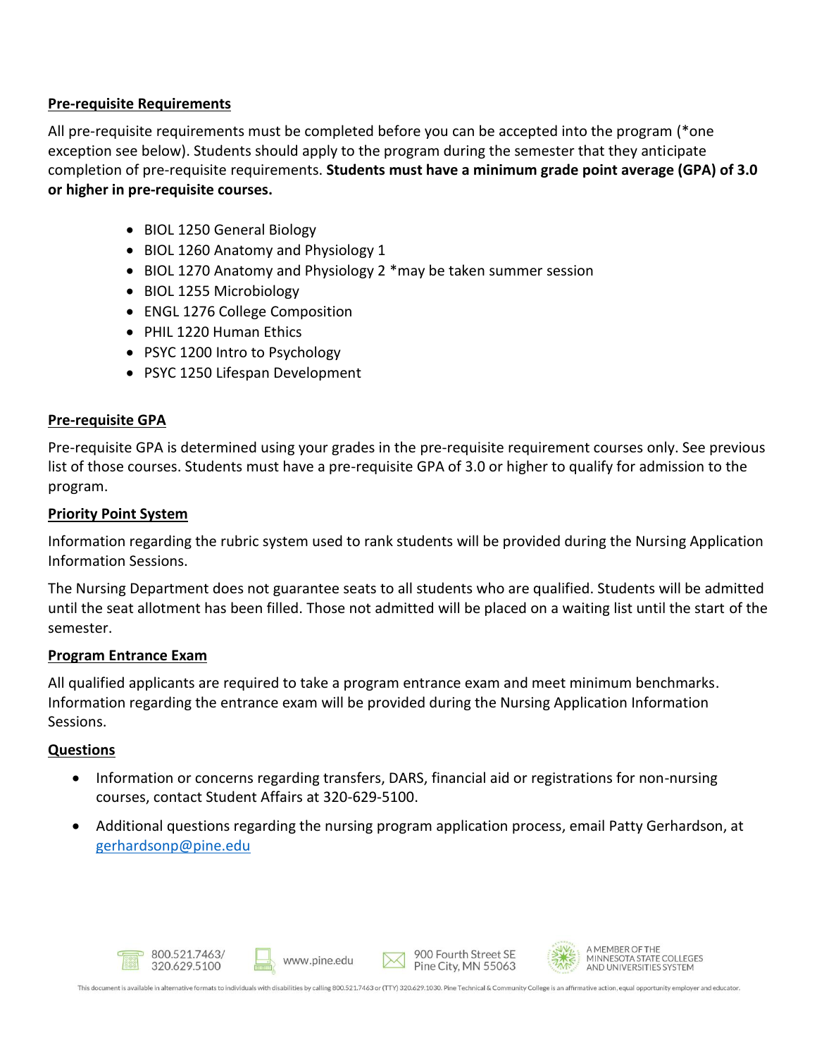## Pre-requisite Requirements

All pre-requisite requirements must be completed before you can be accepted into the program (*one exception see below). Students should apply to the program during the semester that they anticipate completion of pre-requisite requirements. **Students must have a minimum grade point average (GPA) of 3.0 or higher in pre-requisite courses.**

- BIOL 1250 General Biology
- BIOL 1260 Anatomy and Physiology 1
- BIOL 1270 Anatomy and Physiology 2 *may be taken summer session
- BIOL 1255 Microbiology
- ENGL 1276 College Composition
- PHIL 1220 Human Ethics
- PSYC 1200 Intro to Psychology
- PSYC 1250 Lifespan Development

## Pre-requisite GPA

Pre-requisite GPA is determined using your grades in the pre-requisite requirement courses only. See previous list of those courses. Students must have a pre-requisite GPA of 3.0 or higher to qualify for admission to the program.

## Priority Point System

Information regarding the rubric system used to rank students will be provided during the Nursing Application Information Sessions.

The Nursing Department does not guarantee seats to all students who are qualified. Students will be admitted until the seat allotment has been filled. Those not admitted will be placed on a waiting list until the start of the semester.

## Program Entrance Exam

All qualified applicants are required to take a program entrance exam and meet minimum benchmarks. Information regarding the entrance exam will be provided during the Nursing Application Information Sessions.

## Questions

- Information or concerns regarding transfers, DARS, financial aid or registrations for non-nursing courses, contact Student Affairs at 320-629-5100.
- Additional questions regarding the nursing program application process, email Patty Gerhardson, at gerhardsonp@pine.edu

800.521.7463/ 320.629.5100 | www.pine.edu | 900 Fourth Street SE Pine City, MN 55063 | A MEMBER OF THE MINNESOTA STATE COLLEGES AND UNIVERSITIES SYSTEM

This document is available in alternative formats to individuals with disabilities by calling 800.521.7463 or (TTY) 320.629.1030. Pine Technical & Community College is an affirmative action, equal opportunity employer and educator.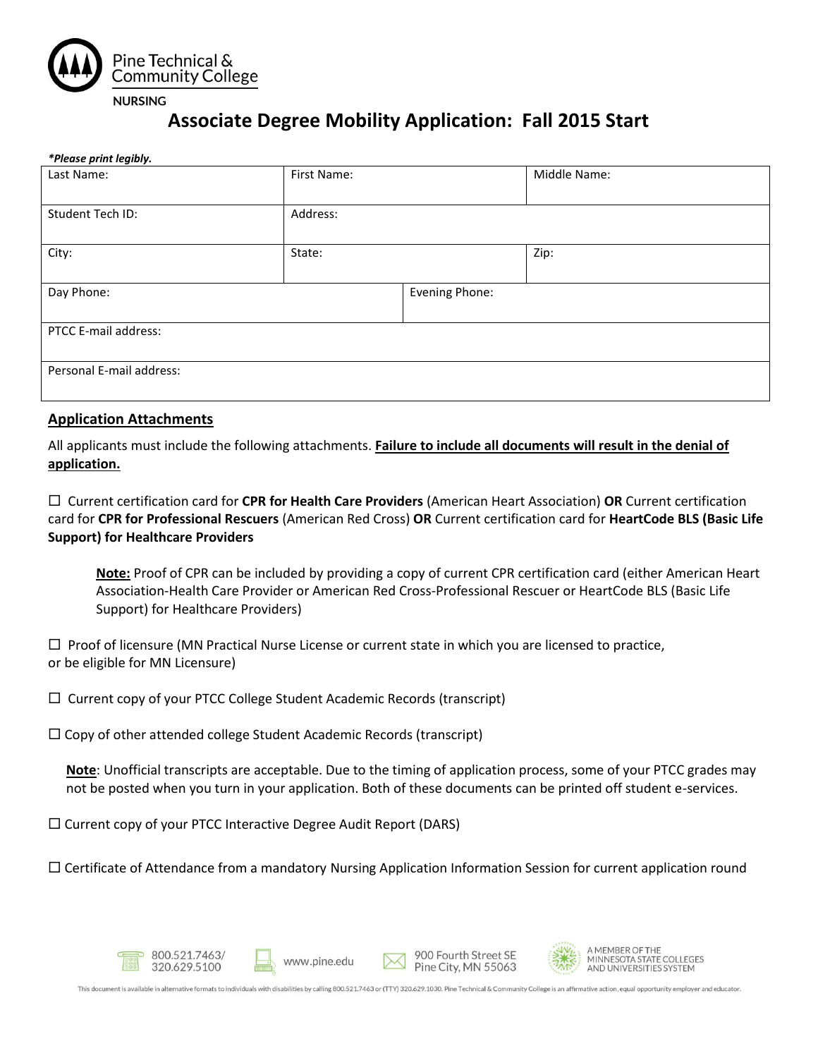Pine Technical & Community College

NURSING

# Associate Degree Mobility Application: Fall 2015 Start

***Please print legibly.***

| | | |
|---|---|---|
| Last Name: | First Name: | Middle Name: |
| Student Tech ID: | Address: | |
| City: | State: | Zip: |
| Day Phone: | Evening Phone: | |
| PTCC E-mail address: | | |
| Personal E-mail address: | | |

## Application Attachments

All applicants must include the following attachments. **Failure to include all documents will result in the denial of application.**

☐ Current certification card for **CPR for Health Care Providers** (American Heart Association) **OR** Current certification card for **CPR for Professional Rescuers** (American Red Cross) **OR** Current certification card for **HeartCode BLS (Basic Life Support) for Healthcare Providers**

> **Note:** Proof of CPR can be included by providing a copy of current CPR certification card (either American Heart Association-Health Care Provider or American Red Cross-Professional Rescuer or HeartCode BLS (Basic Life Support) for Healthcare Providers)

☐ Proof of licensure (MN Practical Nurse License or current state in which you are licensed to practice, or be eligible for MN Licensure)

☐ Current copy of your PTCC College Student Academic Records (transcript)

☐ Copy of other attended college Student Academic Records (transcript)

> **Note**: Unofficial transcripts are acceptable. Due to the timing of application process, some of your PTCC grades may not be posted when you turn in your application. Both of these documents can be printed off student e-services.

☐ Current copy of your PTCC Interactive Degree Audit Report (DARS)

☐ Certificate of Attendance from a mandatory Nursing Application Information Session for current application round

800.521.7463/ 320.629.5100 | www.pine.edu | 900 Fourth Street SE Pine City, MN 55063 | A MEMBER OF THE MINNESOTA STATE COLLEGES AND UNIVERSITIES SYSTEM

This document is available in alternative formats to individuals with disabilities by calling 800.521.7463 or (TTY) 320.629.1030. Pine Technical & Community College is an affirmative action, equal opportunity employer and educator.